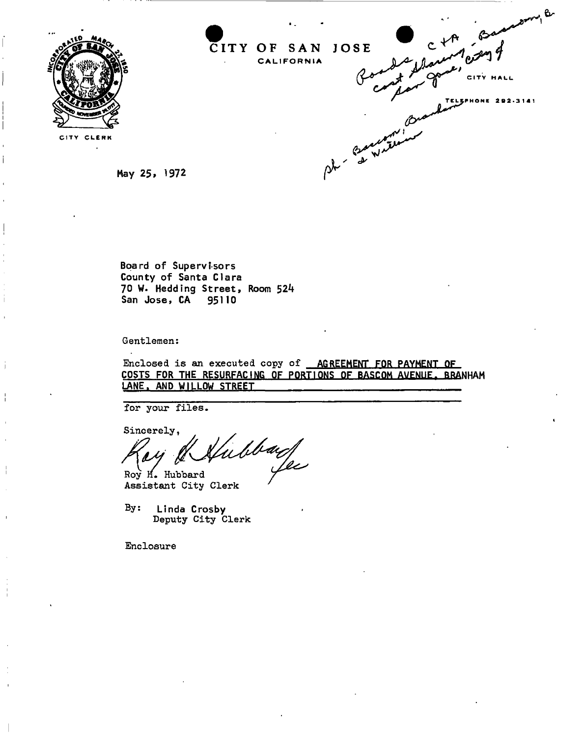CITY OF SAN JOSE
CALIFORNIA

CITY CLERK

CITY HALL

TELEPHONE 292-3141

Roads C+A - Bascom, B.
Cost Sharing, City of
San Jose, Branham
sh - Bascom, Branham
& Willow

May 25, 1972

Board of Supervisors
County of Santa Clara
70 W. Hedding Street, Room 524
San Jose, CA 95110

Gentlemen:

Enclosed is an executed copy of AGREEMENT FOR PAYMENT OF COSTS FOR THE RESURFACING OF PORTIONS OF BASCOM AVENUE, BRANHAM LANE, AND WILLOW STREET for your files.

Sincerely,

Roy H. Hubbard
Assistant City Clerk

By: Linda Crosby
Deputy City Clerk

Enclosure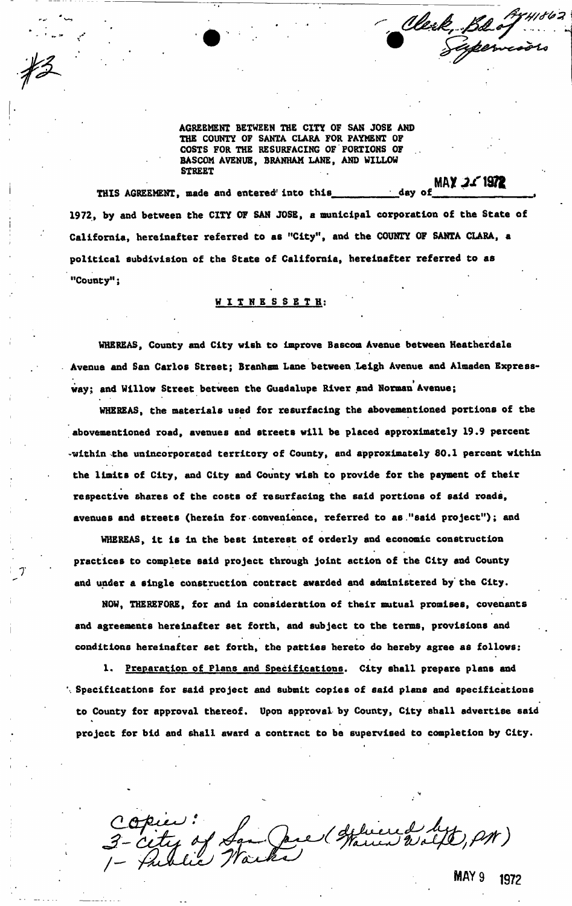Clerk, Bd of Supervisors 41862

#3

AGREEMENT BETWEEN THE CITY OF SAN JOSE AND THE COUNTY OF SANTA CLARA FOR PAYMENT OF COSTS FOR THE RESURFACING OF PORTIONS OF BASCOM AVENUE, BRANHAM LANE, AND WILLOW STREET

THIS AGREEMENT, made and entered into this ________ day of MAY 25 1972, 1972, by and between the CITY OF SAN JOSE, a municipal corporation of the State of California, hereinafter referred to as "City", and the COUNTY OF SANTA CLARA, a political subdivision of the State of California, hereinafter referred to as "County";

W I T N E S S E T H:

WHEREAS, County and City wish to improve Bascom Avenue between Heatherdale Avenue and San Carlos Street; Branham Lane between Leigh Avenue and Almaden Expressway; and Willow Street between the Guadalupe River and Norman Avenue;

WHEREAS, the materials used for resurfacing the abovementioned portions of the abovementioned road, avenues and streets will be placed approximately 19.9 percent within the unincorporated territory of County, and approximately 80.1 percent within the limits of City, and City and County wish to provide for the payment of their respective shares of the costs of resurfacing the said portions of said roads, avenues and streets (herein for convenience, referred to as "said project"); and

WHEREAS, it is in the best interest of orderly and economic construction practices to complete said project through joint action of the City and County and under a single construction contract awarded and administered by the City.

NOW, THEREFORE, for and in consideration of their mutual promises, covenants and agreements hereinafter set forth, and subject to the terms, provisions and conditions hereinafter set forth, the patties hereto do hereby agree as follows:

1. Preparation of Plans and Specifications. City shall prepare plans and Specifications for said project and submit copies of said plans and specifications to County for approval thereof. Upon approval by County, City shall advertise said project for bid and shall award a contract to be supervised to completion by City.

Copies:
3- City of San Jose (delivered by Warren Wolfe, PW)
1- Public Works

MAY 9 1972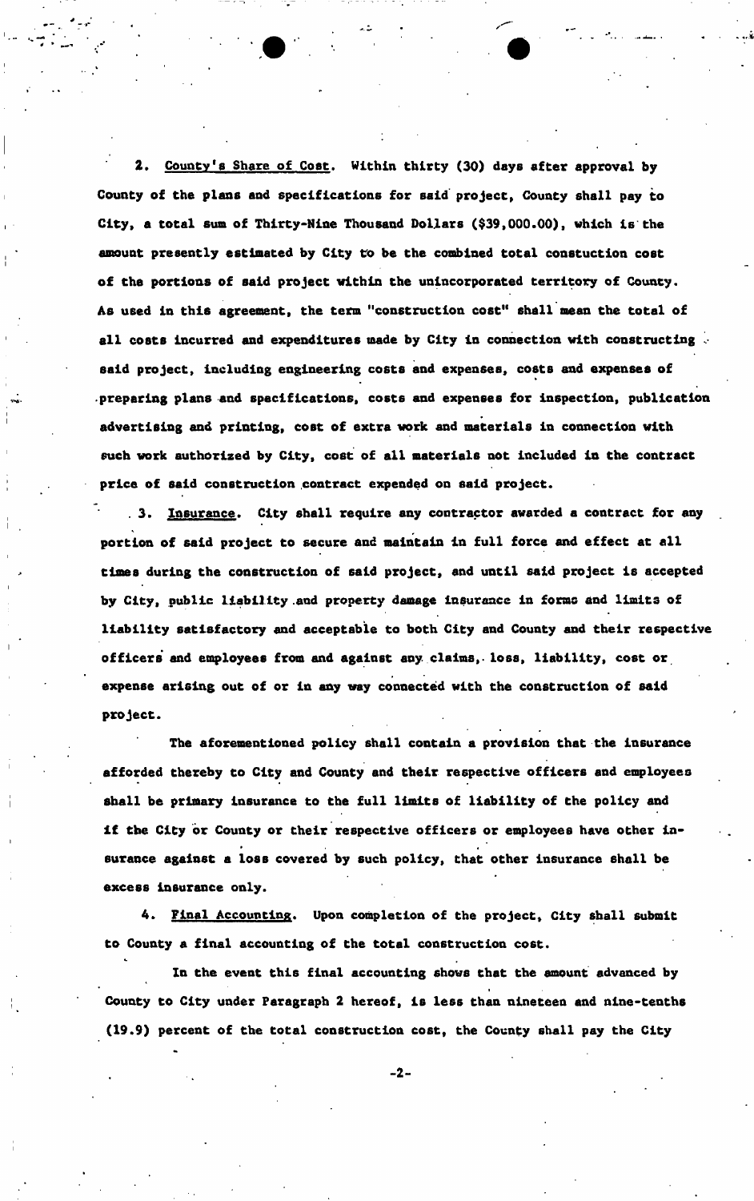2. Country's Share of Cost. Within thirty (30) days after approval by County of the plans and specifications for said project, County shall pay to City, a total sum of Thirty-Nine Thousand Dollars ($39,000.00), which is the amount presently estimated by City to be the combined total constuction cost of the portions of said project within the unincorporated territory of County. As used in this agreement, the term "construction cost" shall mean the total of all costs incurred and expenditures made by City in connection with constructing said project, including engineering costs and expenses, costs and expenses of preparing plans and specifications, costs and expenses for inspection, publication advertising and printing, cost of extra work and materials in connection with such work authorized by City, cost of all materials not included in the contract price of said construction contract expended on said project.

3. Insurance. City shall require any contractor awarded a contract for any portion of said project to secure and maintain in full force and effect at all times during the construction of said project, and until said project is accepted by City, public liability and property damage insurance in forms and limits of liability satisfactory and acceptable to both City and County and their respective officers and employees from and against any claims, loss, liability, cost or expense arising out of or in any way connected with the construction of said project.

The aforementioned policy shall contain a provision that the insurance afforded thereby to City and County and their respective officers and employees shall be primary insurance to the full limits of liability of the policy and if the City or County or their respective officers or employees have other insurance against a loss covered by such policy, that other insurance shall be excess insurance only.

4. Final Accounting. Upon completion of the project, City shall submit to County a final accounting of the total construction cost.

In the event this final accounting shows that the amount advanced by County to City under Paragraph 2 hereof, is less than nineteen and nine-tenths (19.9) percent of the total construction cost, the County shall pay the City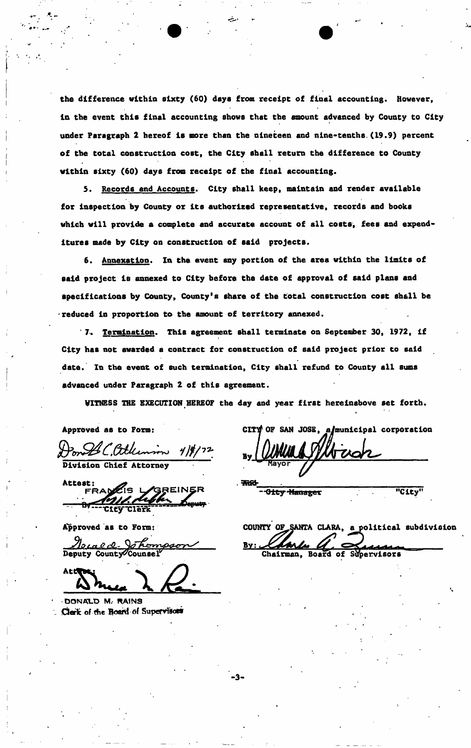the difference within sixty (60) days from receipt of final accounting. However, in the event this final accounting shows that the amount advanced by County to City under Paragraph 2 hereof is more than the nineteen and nine-tenths (19.9) percent of the total construction cost, the City shall return the difference to County within sixty (60) days from receipt of the final accounting.

5. Records and Accounts. City shall keep, maintain and render available for inspection by County or its authorized representative, records and books which will provide a complete and accurate account of all costs, fees and expenditures made by City on construction of said projects.

6. Annexation. In the event any portion of the area within the limits of said project is annexed to City before the date of approval of said plans and specifications by County, County's share of the total construction cost shall be reduced in proportion to the amount of territory annexed.

7. Termination. This agreement shall terminate on September 30, 1972, if City has not awarded a contract for construction of said project prior to said date. In the event of such termination, City shall refund to County all sums advanced under Paragraph 2 of this agreement.

WITNESS THE EXECUTION HEREOF the day and year first hereinabove set forth.

Approved as to Form:

Donald C. Atkinson 4/4/72
Division Chief Attorney

Attest:
FRANCIS L. GREINER
By Deputy
City Clerk

CITY OF SAN JOSE, a municipal corporation

By
Mayor

~~and~~
~~City Manager~~ "City"

Approved as to Form:

Gerald Thompson
Deputy County Counsel

Attest:

DONALD M. RAINS
Clerk of the Board of Supervisors

COUNTY OF SANTA CLARA, a political subdivision

By:
Chairman, Board of Supervisors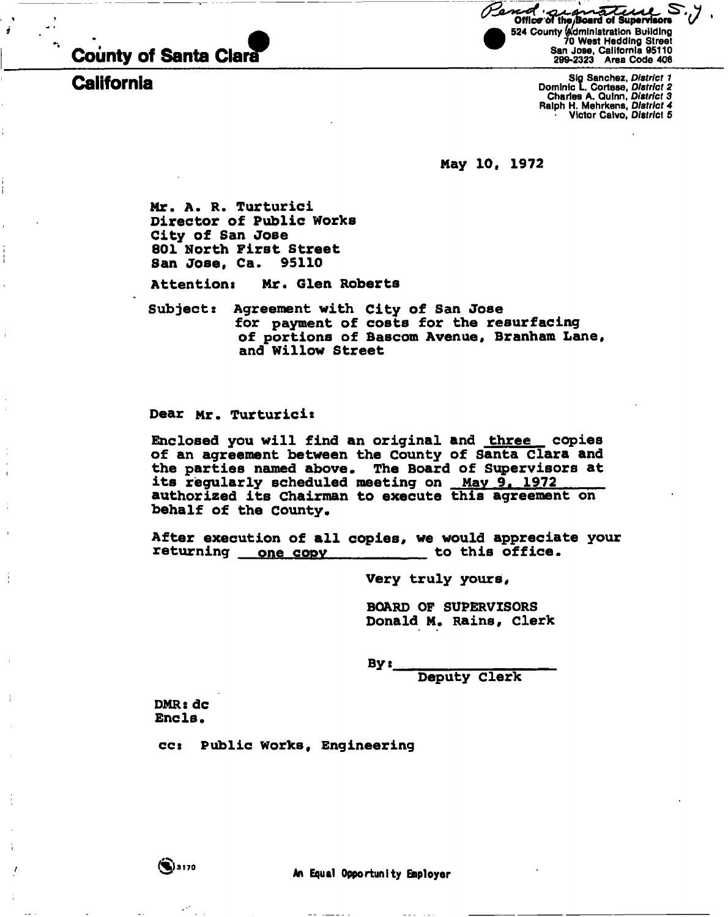Pend signature S.J.

**Office of the Board of Supervisors**
524 County Administration Building
70 West Hedding Street
San Jose, California 95110
299-2323 Area Code 408

# County of Santa Clara

## California

Sig Sanchez, *District 1*
Dominic L. Cortese, *District 2*
Charles A. Quinn, *District 3*
Ralph H. Mehrkens, *District 4*
Victor Calvo, *District 5*

May 10, 1972

Mr. A. R. Turturici
Director of Public Works
City of San Jose
801 North First Street
San Jose, Ca. 95110

Attention: Mr. Glen Roberts

Subject: Agreement with City of San Jose for payment of costs for the resurfacing of portions of Bascom Avenue, Branham Lane, and Willow Street

Dear Mr. Turturici:

Enclosed you will find an original and three copies of an agreement between the County of Santa Clara and the parties named above. The Board of Supervisors at its regularly scheduled meeting on May 9, 1972 authorized its Chairman to execute this agreement on behalf of the County.

After execution of all copies, we would appreciate your returning one copy to this office.

Very truly yours,

BOARD OF SUPERVISORS
Donald M. Rains, Clerk

By: ____________________
Deputy Clerk

DMR: dc
Encls.

cc: Public Works, Engineering

3170

An Equal Opportunity Employer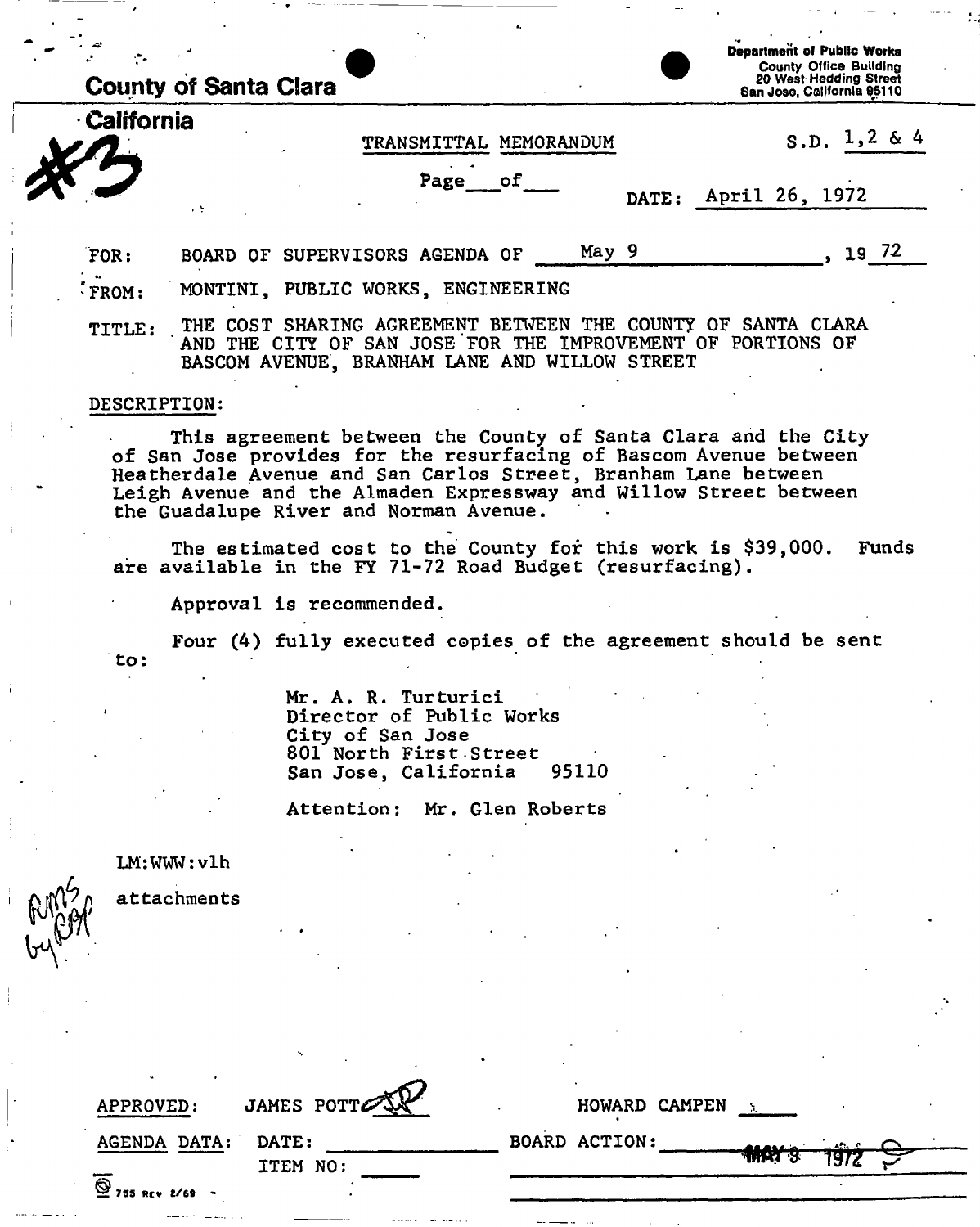**County of Santa Clara**

**California**

#3

Department of Public Works
County Office Building
20 West Hedding Street
San Jose, California 95110

TRANSMITTAL MEMORANDUM

S.D. 1,2 & 4

Page\_\_\_of\_\_\_

DATE: April 26, 1972

FOR: BOARD OF SUPERVISORS AGENDA OF May 9, 19 72

FROM: MONTINI, PUBLIC WORKS, ENGINEERING

TITLE: THE COST SHARING AGREEMENT BETWEEN THE COUNTY OF SANTA CLARA AND THE CITY OF SAN JOSE FOR THE IMPROVEMENT OF PORTIONS OF BASCOM AVENUE, BRANHAM LANE AND WILLOW STREET

DESCRIPTION:

This agreement between the County of Santa Clara and the City of San Jose provides for the resurfacing of Bascom Avenue between Heatherdale Avenue and San Carlos Street, Branham Lane between Leigh Avenue and the Almaden Expressway and Willow Street between the Guadalupe River and Norman Avenue.

The estimated cost to the County for this work is $39,000. Funds are available in the FY 71-72 Road Budget (resurfacing).

Approval is recommended.

Four (4) fully executed copies of the agreement should be sent to:

Mr. A. R. Turturici
Director of Public Works
City of San Jose
801 North First Street
San Jose, California 95110

Attention: Mr. Glen Roberts

LM:WWW:vlh

attachments

APPROVED: JAMES POTT

HOWARD CAMPEN

AGENDA DATA: DATE: \_\_\_\_\_\_ ITEM NO: \_\_\_\_\_\_

BOARD ACTION: MAY 9 1972

755 Rev 2/69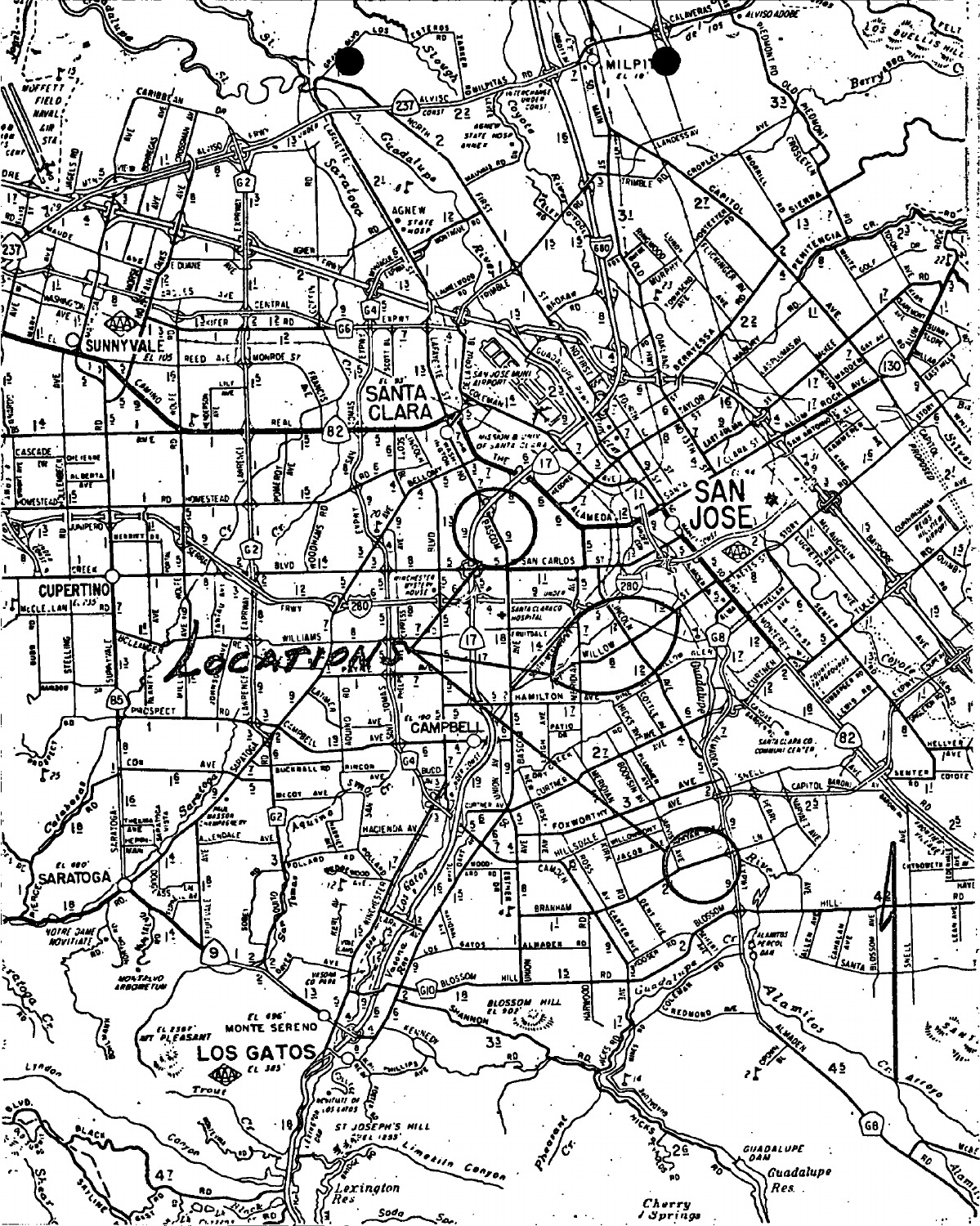LOCATIONS